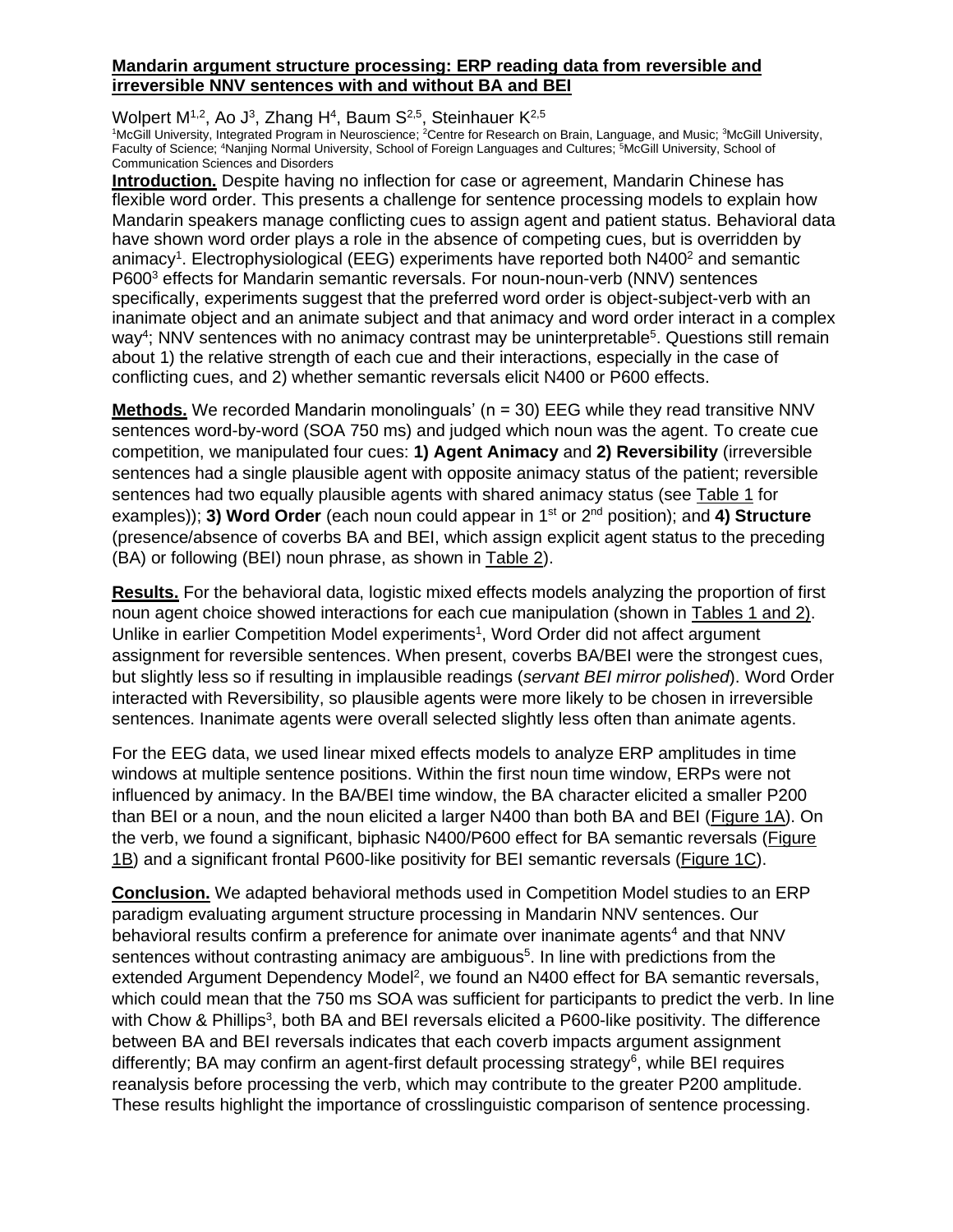# Mandarin argument structure processing: ERP reading data from reversible and irreversible NNV sentences with and without BA and BEI

Wolpert M[1,2], Ao J[3], Zhang H[4], Baum S[2,5], Steinhauer K[2,5]

[1]McGill University, Integrated Program in Neuroscience; [2]Centre for Research on Brain, Language, and Music; [3]McGill University, Faculty of Science; [4]Nanjing Normal University, School of Foreign Languages and Cultures; [5]McGill University, School of Communication Sciences and Disorders

**Introduction.** Despite having no inflection for case or agreement, Mandarin Chinese has flexible word order. This presents a challenge for sentence processing models to explain how Mandarin speakers manage conflicting cues to assign agent and patient status. Behavioral data have shown word order plays a role in the absence of competing cues, but is overridden by animacy[1]. Electrophysiological (EEG) experiments have reported both N400[2] and semantic P600[3] effects for Mandarin semantic reversals. For noun-noun-verb (NNV) sentences specifically, experiments suggest that the preferred word order is object-subject-verb with an inanimate object and an animate subject and that animacy and word order interact in a complex way[4]; NNV sentences with no animacy contrast may be uninterpretable[5]. Questions still remain about 1) the relative strength of each cue and their interactions, especially in the case of conflicting cues, and 2) whether semantic reversals elicit N400 or P600 effects.

**Methods.** We recorded Mandarin monolinguals' (n = 30) EEG while they read transitive NNV sentences word-by-word (SOA 750 ms) and judged which noun was the agent. To create cue competition, we manipulated four cues: **1) Agent Animacy** and **2) Reversibility** (irreversible sentences had a single plausible agent with opposite animacy status of the patient; reversible sentences had two equally plausible agents with shared animacy status (see Table 1 for examples)); **3) Word Order** (each noun could appear in 1st or 2nd position); and **4) Structure** (presence/absence of coverbs BA and BEI, which assign explicit agent status to the preceding (BA) or following (BEI) noun phrase, as shown in Table 2).

**Results.** For the behavioral data, logistic mixed effects models analyzing the proportion of first noun agent choice showed interactions for each cue manipulation (shown in Tables 1 and 2). Unlike in earlier Competition Model experiments[1], Word Order did not affect argument assignment for reversible sentences. When present, coverbs BA/BEI were the strongest cues, but slightly less so if resulting in implausible readings (*servant BEI mirror polished*). Word Order interacted with Reversibility, so plausible agents were more likely to be chosen in irreversible sentences. Inanimate agents were overall selected slightly less often than animate agents.

For the EEG data, we used linear mixed effects models to analyze ERP amplitudes in time windows at multiple sentence positions. Within the first noun time window, ERPs were not influenced by animacy. In the BA/BEI time window, the BA character elicited a smaller P200 than BEI or a noun, and the noun elicited a larger N400 than both BA and BEI (Figure 1A). On the verb, we found a significant, biphasic N400/P600 effect for BA semantic reversals (Figure 1B) and a significant frontal P600-like positivity for BEI semantic reversals (Figure 1C).

**Conclusion.** We adapted behavioral methods used in Competition Model studies to an ERP paradigm evaluating argument structure processing in Mandarin NNV sentences. Our behavioral results confirm a preference for animate over inanimate agents[4] and that NNV sentences without contrasting animacy are ambiguous[5]. In line with predictions from the extended Argument Dependency Model[2], we found an N400 effect for BA semantic reversals, which could mean that the 750 ms SOA was sufficient for participants to predict the verb. In line with Chow & Phillips[3], both BA and BEI reversals elicited a P600-like positivity. The difference between BA and BEI reversals indicates that each coverb impacts argument assignment differently; BA may confirm an agent-first default processing strategy[6], while BEI requires reanalysis before processing the verb, which may contribute to the greater P200 amplitude. These results highlight the importance of crosslinguistic comparison of sentence processing.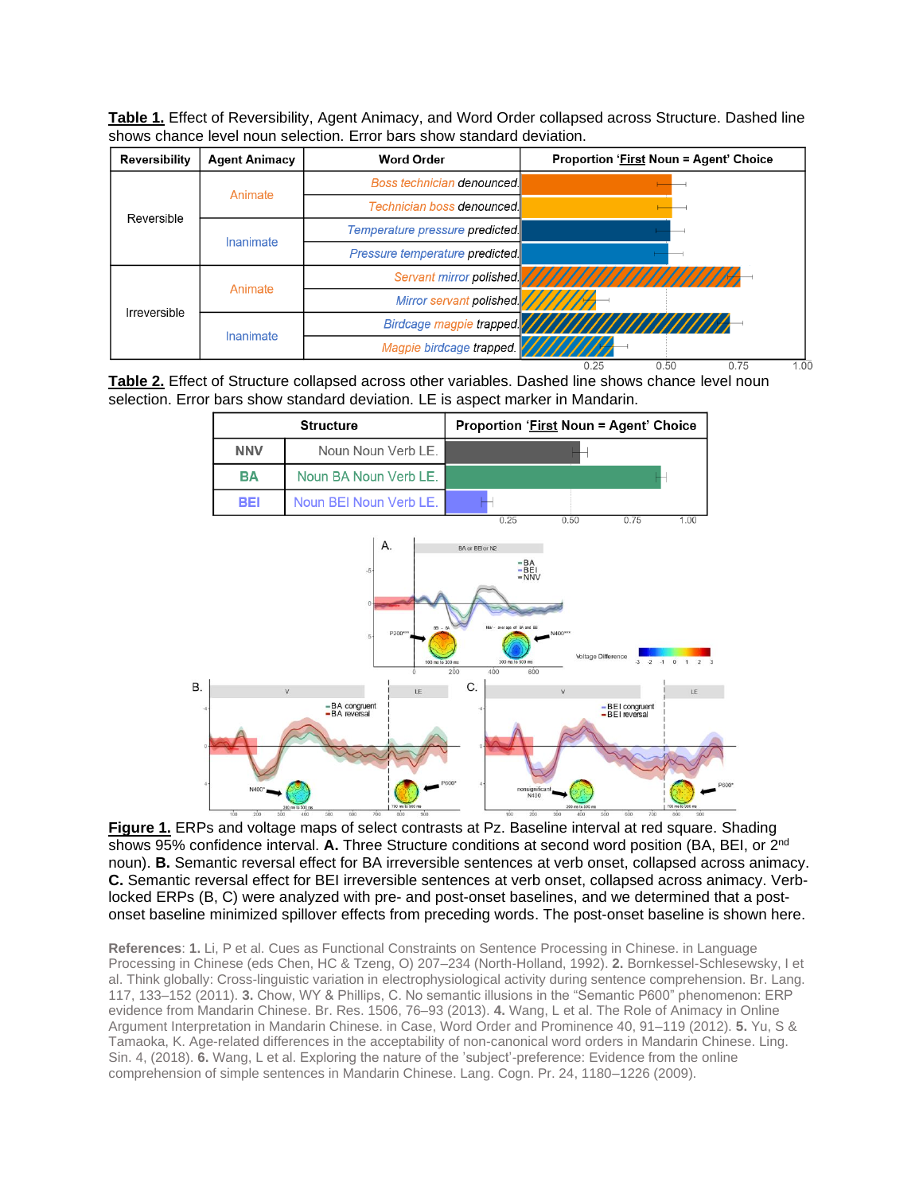**Table 1.** Effect of Reversibility, Agent Animacy, and Word Order collapsed across Structure. Dashed line shows chance level noun selection. Error bars show standard deviation.

| Reversibility | Agent Animacy | Word Order | Proportion '**First** Noun = Agent' Choice |
|---|---|---|---|
| Reversible | Animate | *Boss technician denounced.* | |
| | | *Technician boss denounced.* | |
| | Inanimate | *Temperature pressure predicted.* | |
| | | *Pressure temperature predicted.* | |
| Irreversible | Animate | *Servant mirror polished.* | |
| | | *Mirror servant polished.* | |
| | Inanimate | *Birdcage magpie trapped.* | |
| | | *Magpie birdcage trapped.* | |

0.25 0.50 0.75 1.00

**Table 2.** Effect of Structure collapsed across other variables. Dashed line shows chance level noun selection. Error bars show standard deviation. LE is aspect marker in Mandarin.

| Structure | | Proportion '**First** Noun = Agent' Choice |
|---|---|---|
| **NNV** | Noun Noun Verb LE. | |
| **BA** | Noun BA Noun Verb LE. | |
| **BEI** | Noun BEI Noun Verb LE. | |

0.25 0.50 0.75 1.00

A.
BA or BEI or N2
BA
BEI
NNV
-5
0
5
P200***
BEI - BA
100 ms to 300 ms
NNV - average of BA and BEI
300 ms to 500 ms
N400***
Voltage Difference
-3 -2 -1 0 1 2 3
0 200 400 600

B.
V
LE
BA congruent
BA reversal
-4
0
4
N400*
300 ms to 500 ms
P600*
700 ms to 900 ms
100 200 300 400 500 600 700 800 900

C.
V
LE
BEI congruent
BEI reversal
-4
0
4
nonsignificant N400
300 ms to 500 ms
P600*
700 ms to 900 ms
100 200 300 400 500 600 700 800 900

**Figure 1.** ERPs and voltage maps of select contrasts at Pz. Baseline interval at red square. Shading shows 95% confidence interval. **A.** Three Structure conditions at second word position (BA, BEI, or 2nd noun). **B.** Semantic reversal effect for BA irreversible sentences at verb onset, collapsed across animacy. **C.** Semantic reversal effect for BEI irreversible sentences at verb onset, collapsed across animacy. Verb-locked ERPs (B, C) were analyzed with pre- and post-onset baselines, and we determined that a post-onset baseline minimized spillover effects from preceding words. The post-onset baseline is shown here.

**References**: **1.** Li, P et al. Cues as Functional Constraints on Sentence Processing in Chinese. in Language Processing in Chinese (eds Chen, HC & Tzeng, O) 207–234 (North-Holland, 1992). **2.** Bornkessel-Schlesewsky, I et al. Think globally: Cross-linguistic variation in electrophysiological activity during sentence comprehension. Br. Lang. 117, 133–152 (2011). **3.** Chow, WY & Phillips, C. No semantic illusions in the "Semantic P600" phenomenon: ERP evidence from Mandarin Chinese. Br. Res. 1506, 76–93 (2013). **4.** Wang, L et al. The Role of Animacy in Online Argument Interpretation in Mandarin Chinese. in Case, Word Order and Prominence 40, 91–119 (2012). **5.** Yu, S & Tamaoka, K. Age-related differences in the acceptability of non-canonical word orders in Mandarin Chinese. Ling. Sin. 4, (2018). **6.** Wang, L et al. Exploring the nature of the 'subject'-preference: Evidence from the online comprehension of simple sentences in Mandarin Chinese. Lang. Cogn. Pr. 24, 1180–1226 (2009).